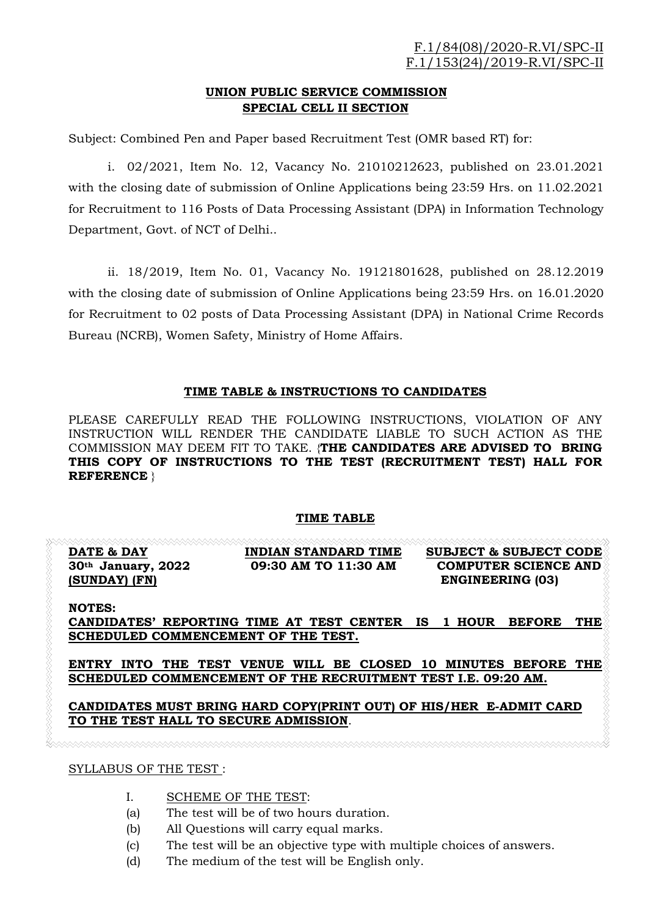F.1/84(08)/2020-R.VI/SPC-II
F.1/153(24)/2019-R.VI/SPC-II

**UNION PUBLIC SERVICE COMMISSION**
**SPECIAL CELL II SECTION**

Subject: Combined Pen and Paper based Recruitment Test (OMR based RT) for:

i. 02/2021, Item No. 12, Vacancy No. 21010212623, published on 23.01.2021 with the closing date of submission of Online Applications being 23:59 Hrs. on 11.02.2021 for Recruitment to 116 Posts of Data Processing Assistant (DPA) in Information Technology Department, Govt. of NCT of Delhi..

ii. 18/2019, Item No. 01, Vacancy No. 19121801628, published on 28.12.2019 with the closing date of submission of Online Applications being 23:59 Hrs. on 16.01.2020 for Recruitment to 02 posts of Data Processing Assistant (DPA) in National Crime Records Bureau (NCRB), Women Safety, Ministry of Home Affairs.

## TIME TABLE & INSTRUCTIONS TO CANDIDATES

PLEASE CAREFULLY READ THE FOLLOWING INSTRUCTIONS, VIOLATION OF ANY INSTRUCTION WILL RENDER THE CANDIDATE LIABLE TO SUCH ACTION AS THE COMMISSION MAY DEEM FIT TO TAKE. {**THE CANDIDATES ARE ADVISED TO BRING THIS COPY OF INSTRUCTIONS TO THE TEST (RECRUITMENT TEST) HALL FOR REFERENCE** }

## TIME TABLE

| DATE & DAY | INDIAN STANDARD TIME | SUBJECT & SUBJECT CODE |
|---|---|---|
| **30th January, 2022 (SUNDAY) (FN)** | **09:30 AM TO 11:30 AM** | **COMPUTER SCIENCE AND ENGINEERING (03)** |

**NOTES:**

**CANDIDATES' REPORTING TIME AT TEST CENTER IS 1 HOUR BEFORE THE SCHEDULED COMMENCEMENT OF THE TEST.**

**ENTRY INTO THE TEST VENUE WILL BE CLOSED 10 MINUTES BEFORE THE SCHEDULED COMMENCEMENT OF THE RECRUITMENT TEST I.E. 09:20 AM.**

**CANDIDATES MUST BRING HARD COPY(PRINT OUT) OF HIS/HER E-ADMIT CARD TO THE TEST HALL TO SECURE ADMISSION**.

SYLLABUS OF THE TEST :

I. SCHEME OF THE TEST:

(a) The test will be of two hours duration.
(b) All Questions will carry equal marks.
(c) The test will be an objective type with multiple choices of answers.
(d) The medium of the test will be English only.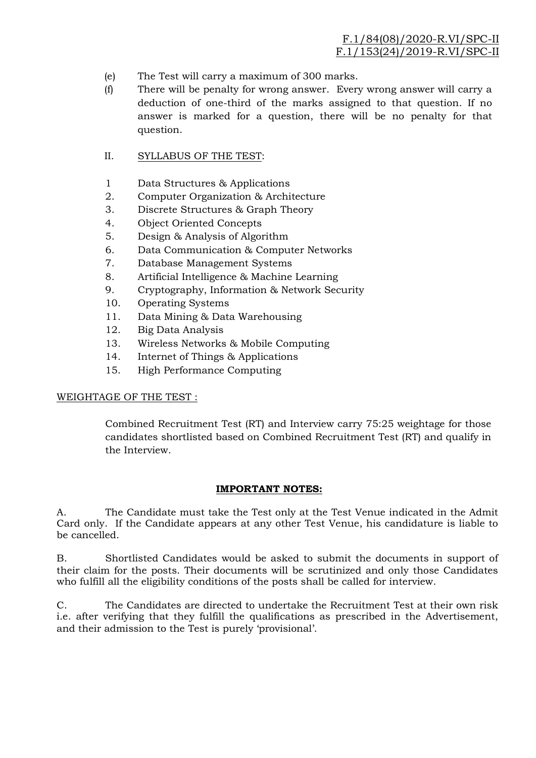F.1/84(08)/2020-R.VI/SPC-II
F.1/153(24)/2019-R.VI/SPC-II

(e) The Test will carry a maximum of 300 marks.

(f) There will be penalty for wrong answer. Every wrong answer will carry a deduction of one-third of the marks assigned to that question. If no answer is marked for a question, there will be no penalty for that question.

II. SYLLABUS OF THE TEST:

1 Data Structures & Applications
2. Computer Organization & Architecture
3. Discrete Structures & Graph Theory
4. Object Oriented Concepts
5. Design & Analysis of Algorithm
6. Data Communication & Computer Networks
7. Database Management Systems
8. Artificial Intelligence & Machine Learning
9. Cryptography, Information & Network Security
10. Operating Systems
11. Data Mining & Data Warehousing
12. Big Data Analysis
13. Wireless Networks & Mobile Computing
14. Internet of Things & Applications
15. High Performance Computing

WEIGHTAGE OF THE TEST :

Combined Recruitment Test (RT) and Interview carry 75:25 weightage for those candidates shortlisted based on Combined Recruitment Test (RT) and qualify in the Interview.

**IMPORTANT NOTES:**

A. The Candidate must take the Test only at the Test Venue indicated in the Admit Card only. If the Candidate appears at any other Test Venue, his candidature is liable to be cancelled.

B. Shortlisted Candidates would be asked to submit the documents in support of their claim for the posts. Their documents will be scrutinized and only those Candidates who fulfill all the eligibility conditions of the posts shall be called for interview.

C. The Candidates are directed to undertake the Recruitment Test at their own risk i.e. after verifying that they fulfill the qualifications as prescribed in the Advertisement, and their admission to the Test is purely 'provisional'.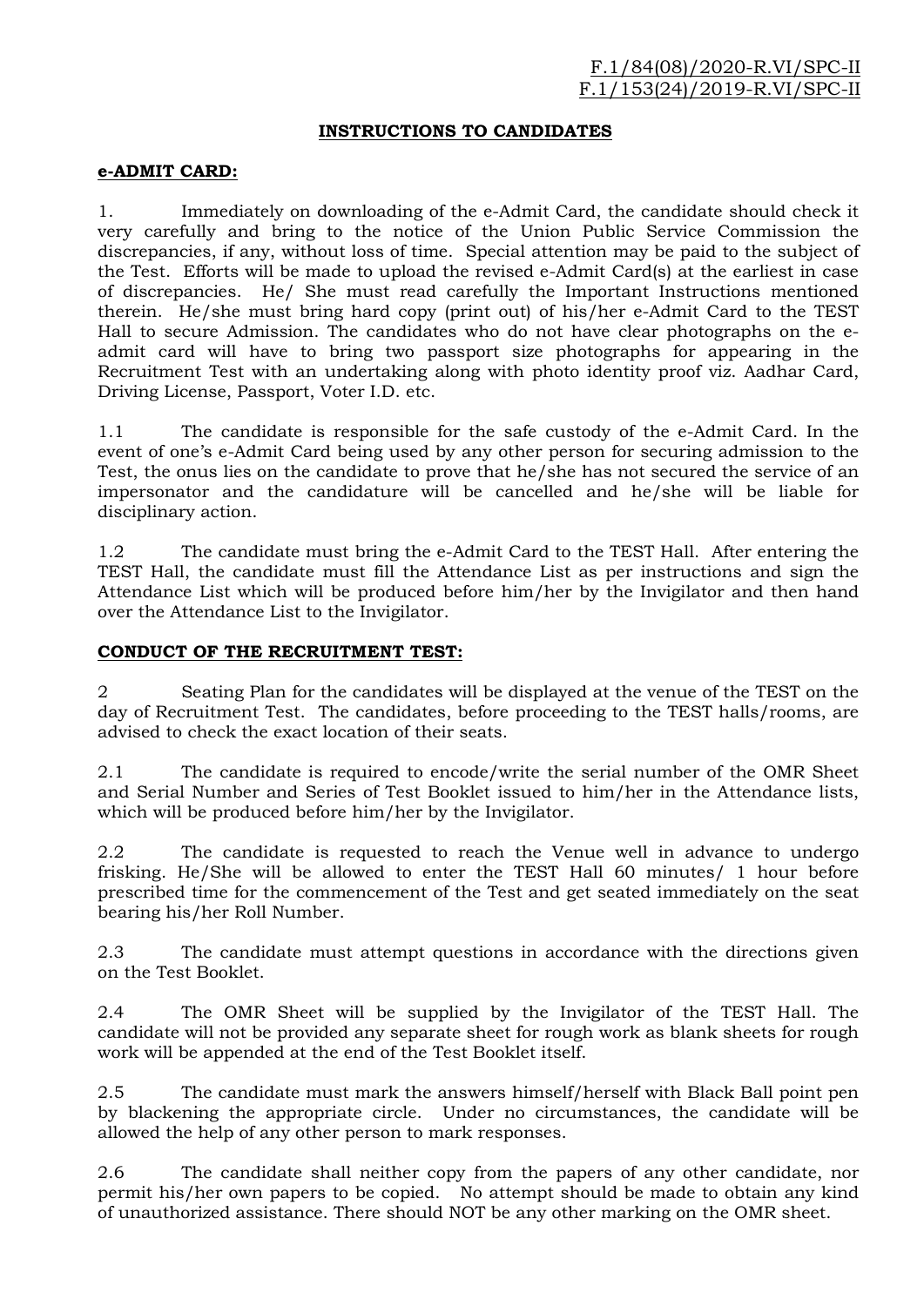F.1/84(08)/2020-R.VI/SPC-II
F.1/153(24)/2019-R.VI/SPC-II

## INSTRUCTIONS TO CANDIDATES

### e-ADMIT CARD:

1. Immediately on downloading of the e-Admit Card, the candidate should check it very carefully and bring to the notice of the Union Public Service Commission the discrepancies, if any, without loss of time. Special attention may be paid to the subject of the Test. Efforts will be made to upload the revised e-Admit Card(s) at the earliest in case of discrepancies. He/ She must read carefully the Important Instructions mentioned therein. He/she must bring hard copy (print out) of his/her e-Admit Card to the TEST Hall to secure Admission. The candidates who do not have clear photographs on the e-admit card will have to bring two passport size photographs for appearing in the Recruitment Test with an undertaking along with photo identity proof viz. Aadhar Card, Driving License, Passport, Voter I.D. etc.

1.1 The candidate is responsible for the safe custody of the e-Admit Card. In the event of one's e-Admit Card being used by any other person for securing admission to the Test, the onus lies on the candidate to prove that he/she has not secured the service of an impersonator and the candidature will be cancelled and he/she will be liable for disciplinary action.

1.2 The candidate must bring the e-Admit Card to the TEST Hall. After entering the TEST Hall, the candidate must fill the Attendance List as per instructions and sign the Attendance List which will be produced before him/her by the Invigilator and then hand over the Attendance List to the Invigilator.

### CONDUCT OF THE RECRUITMENT TEST:

2 Seating Plan for the candidates will be displayed at the venue of the TEST on the day of Recruitment Test. The candidates, before proceeding to the TEST halls/rooms, are advised to check the exact location of their seats.

2.1 The candidate is required to encode/write the serial number of the OMR Sheet and Serial Number and Series of Test Booklet issued to him/her in the Attendance lists, which will be produced before him/her by the Invigilator.

2.2 The candidate is requested to reach the Venue well in advance to undergo frisking. He/She will be allowed to enter the TEST Hall 60 minutes/ 1 hour before prescribed time for the commencement of the Test and get seated immediately on the seat bearing his/her Roll Number.

2.3 The candidate must attempt questions in accordance with the directions given on the Test Booklet.

2.4 The OMR Sheet will be supplied by the Invigilator of the TEST Hall. The candidate will not be provided any separate sheet for rough work as blank sheets for rough work will be appended at the end of the Test Booklet itself.

2.5 The candidate must mark the answers himself/herself with Black Ball point pen by blackening the appropriate circle. Under no circumstances, the candidate will be allowed the help of any other person to mark responses.

2.6 The candidate shall neither copy from the papers of any other candidate, nor permit his/her own papers to be copied. No attempt should be made to obtain any kind of unauthorized assistance. There should NOT be any other marking on the OMR sheet.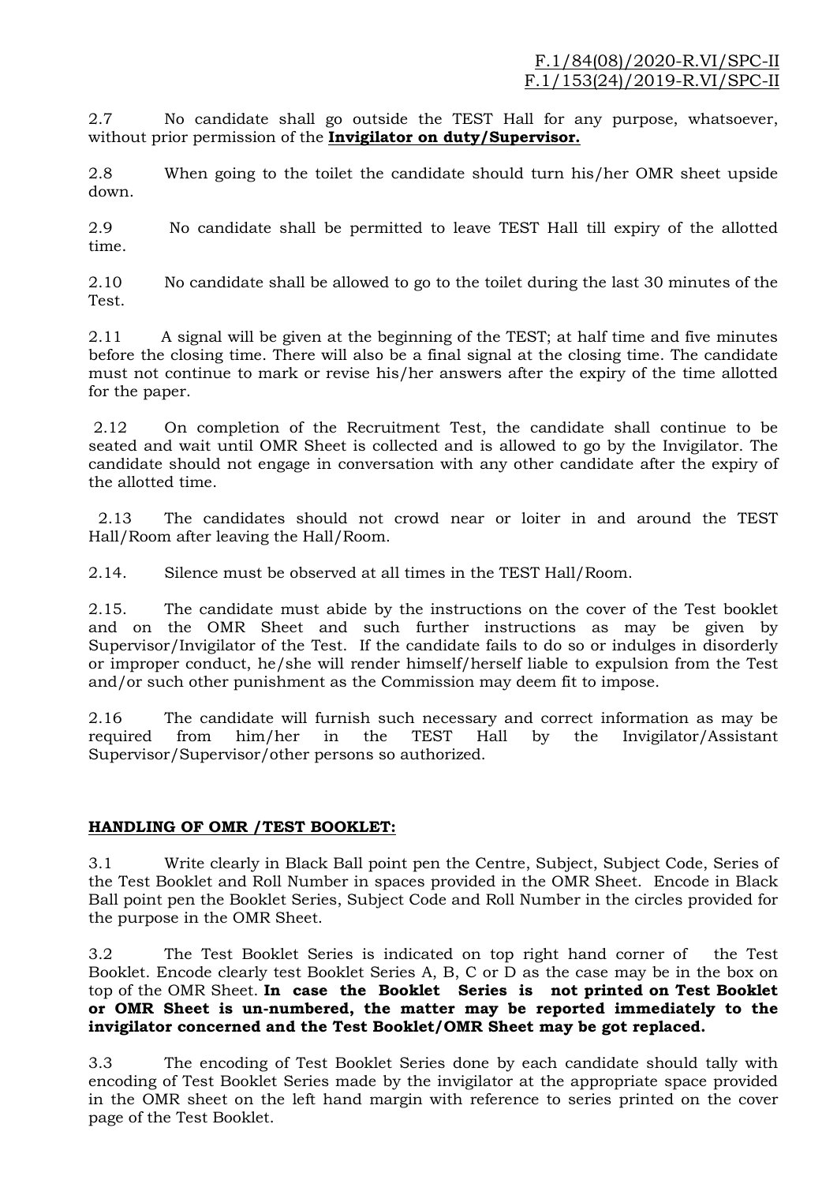2.7 No candidate shall go outside the TEST Hall for any purpose, whatsoever, without prior permission of the **Invigilator on duty/Supervisor.**

2.8 When going to the toilet the candidate should turn his/her OMR sheet upside down.

2.9 No candidate shall be permitted to leave TEST Hall till expiry of the allotted time.

2.10 No candidate shall be allowed to go to the toilet during the last 30 minutes of the Test.

2.11 A signal will be given at the beginning of the TEST; at half time and five minutes before the closing time. There will also be a final signal at the closing time. The candidate must not continue to mark or revise his/her answers after the expiry of the time allotted for the paper.

2.12 On completion of the Recruitment Test, the candidate shall continue to be seated and wait until OMR Sheet is collected and is allowed to go by the Invigilator. The candidate should not engage in conversation with any other candidate after the expiry of the allotted time.

2.13 The candidates should not crowd near or loiter in and around the TEST Hall/Room after leaving the Hall/Room.

2.14. Silence must be observed at all times in the TEST Hall/Room.

2.15. The candidate must abide by the instructions on the cover of the Test booklet and on the OMR Sheet and such further instructions as may be given by Supervisor/Invigilator of the Test. If the candidate fails to do so or indulges in disorderly or improper conduct, he/she will render himself/herself liable to expulsion from the Test and/or such other punishment as the Commission may deem fit to impose.

2.16 The candidate will furnish such necessary and correct information as may be required from him/her in the TEST Hall by the Invigilator/Assistant Supervisor/Supervisor/other persons so authorized.

**HANDLING OF OMR /TEST BOOKLET:**

3.1 Write clearly in Black Ball point pen the Centre, Subject, Subject Code, Series of the Test Booklet and Roll Number in spaces provided in the OMR Sheet. Encode in Black Ball point pen the Booklet Series, Subject Code and Roll Number in the circles provided for the purpose in the OMR Sheet.

3.2 The Test Booklet Series is indicated on top right hand corner of the Test Booklet. Encode clearly test Booklet Series A, B, C or D as the case may be in the box on top of the OMR Sheet. **In case the Booklet Series is not printed on Test Booklet or OMR Sheet is un-numbered, the matter may be reported immediately to the invigilator concerned and the Test Booklet/OMR Sheet may be got replaced.**

3.3 The encoding of Test Booklet Series done by each candidate should tally with encoding of Test Booklet Series made by the invigilator at the appropriate space provided in the OMR sheet on the left hand margin with reference to series printed on the cover page of the Test Booklet.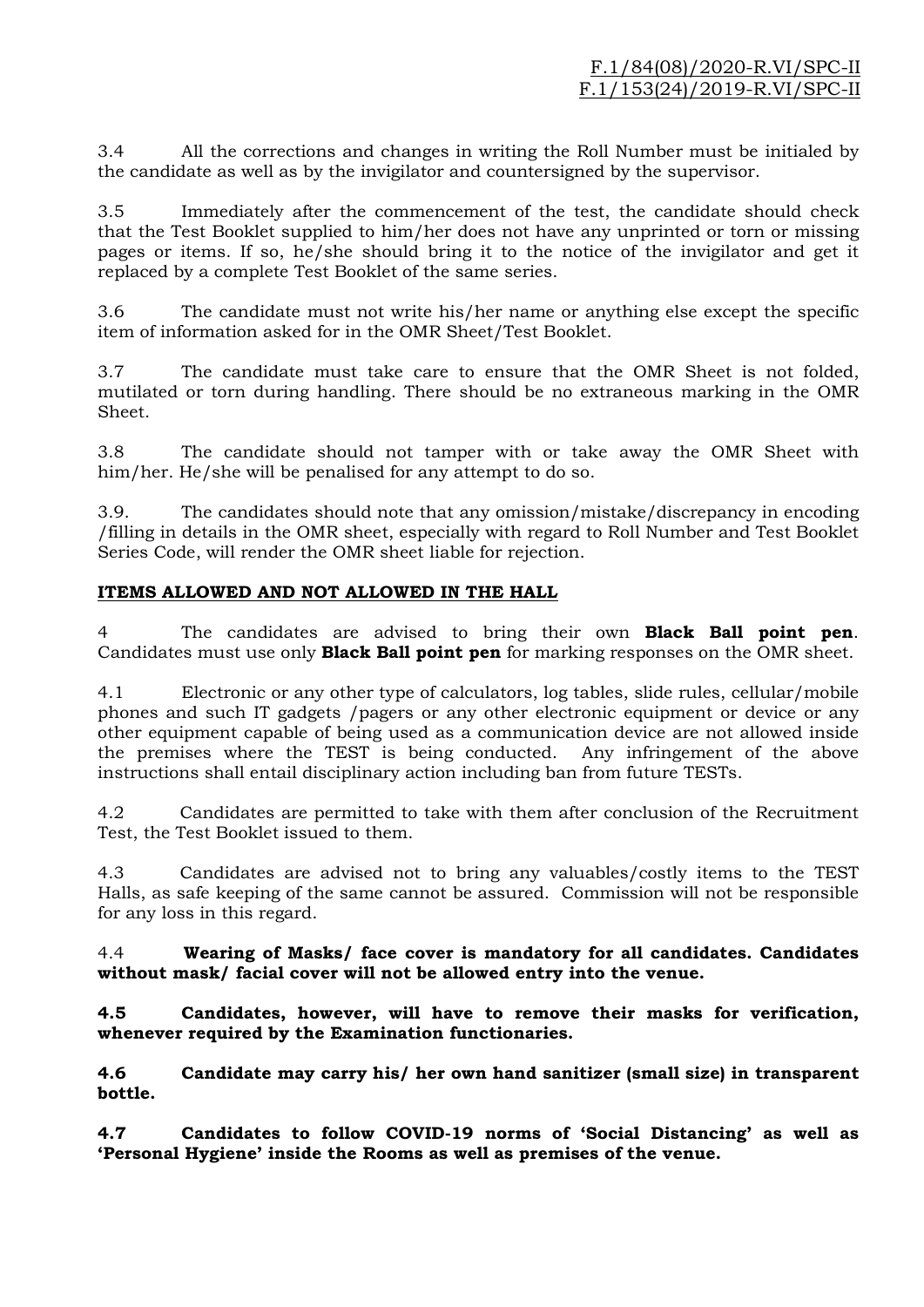3.4 All the corrections and changes in writing the Roll Number must be initialed by the candidate as well as by the invigilator and countersigned by the supervisor.

3.5 Immediately after the commencement of the test, the candidate should check that the Test Booklet supplied to him/her does not have any unprinted or torn or missing pages or items. If so, he/she should bring it to the notice of the invigilator and get it replaced by a complete Test Booklet of the same series.

3.6 The candidate must not write his/her name or anything else except the specific item of information asked for in the OMR Sheet/Test Booklet.

3.7 The candidate must take care to ensure that the OMR Sheet is not folded, mutilated or torn during handling. There should be no extraneous marking in the OMR Sheet.

3.8 The candidate should not tamper with or take away the OMR Sheet with him/her. He/she will be penalised for any attempt to do so.

3.9. The candidates should note that any omission/mistake/discrepancy in encoding /filling in details in the OMR sheet, especially with regard to Roll Number and Test Booklet Series Code, will render the OMR sheet liable for rejection.

## ITEMS ALLOWED AND NOT ALLOWED IN THE HALL

4 The candidates are advised to bring their own **Black Ball point pen**. Candidates must use only **Black Ball point pen** for marking responses on the OMR sheet.

4.1 Electronic or any other type of calculators, log tables, slide rules, cellular/mobile phones and such IT gadgets /pagers or any other electronic equipment or device or any other equipment capable of being used as a communication device are not allowed inside the premises where the TEST is being conducted. Any infringement of the above instructions shall entail disciplinary action including ban from future TESTs.

4.2 Candidates are permitted to take with them after conclusion of the Recruitment Test, the Test Booklet issued to them.

4.3 Candidates are advised not to bring any valuables/costly items to the TEST Halls, as safe keeping of the same cannot be assured. Commission will not be responsible for any loss in this regard.

4.4 **Wearing of Masks/ face cover is mandatory for all candidates. Candidates without mask/ facial cover will not be allowed entry into the venue.**

**4.5 Candidates, however, will have to remove their masks for verification, whenever required by the Examination functionaries.**

**4.6 Candidate may carry his/ her own hand sanitizer (small size) in transparent bottle.**

**4.7 Candidates to follow COVID-19 norms of 'Social Distancing' as well as 'Personal Hygiene' inside the Rooms as well as premises of the venue.**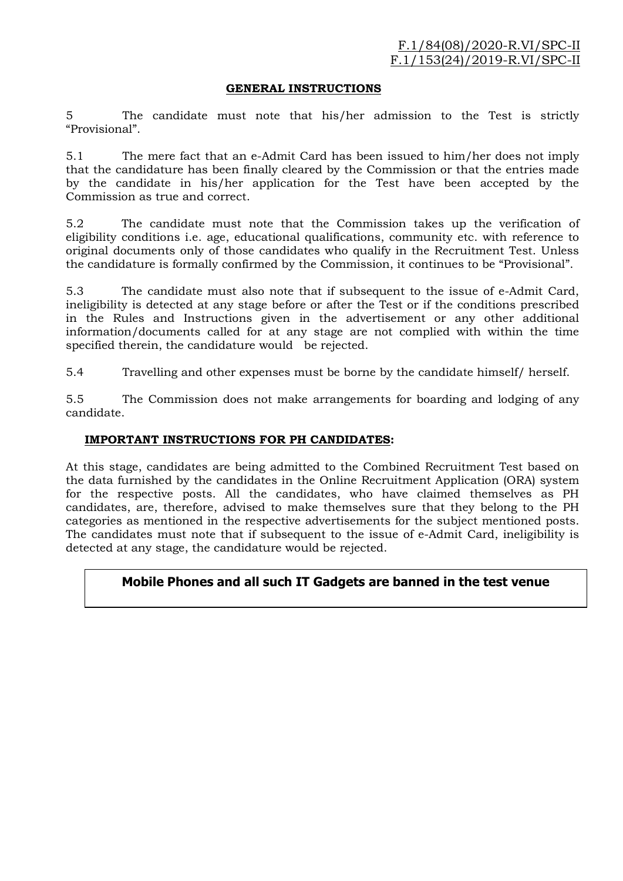F.1/84(08)/2020-R.VI/SPC-II
F.1/153(24)/2019-R.VI/SPC-II

## GENERAL INSTRUCTIONS

5 The candidate must note that his/her admission to the Test is strictly "Provisional".

5.1 The mere fact that an e-Admit Card has been issued to him/her does not imply that the candidature has been finally cleared by the Commission or that the entries made by the candidate in his/her application for the Test have been accepted by the Commission as true and correct.

5.2 The candidate must note that the Commission takes up the verification of eligibility conditions i.e. age, educational qualifications, community etc. with reference to original documents only of those candidates who qualify in the Recruitment Test. Unless the candidature is formally confirmed by the Commission, it continues to be "Provisional".

5.3 The candidate must also note that if subsequent to the issue of e-Admit Card, ineligibility is detected at any stage before or after the Test or if the conditions prescribed in the Rules and Instructions given in the advertisement or any other additional information/documents called for at any stage are not complied with within the time specified therein, the candidature would be rejected.

5.4 Travelling and other expenses must be borne by the candidate himself/ herself.

5.5 The Commission does not make arrangements for boarding and lodging of any candidate.

### IMPORTANT INSTRUCTIONS FOR PH CANDIDATES:

At this stage, candidates are being admitted to the Combined Recruitment Test based on the data furnished by the candidates in the Online Recruitment Application (ORA) system for the respective posts. All the candidates, who have claimed themselves as PH candidates, are, therefore, advised to make themselves sure that they belong to the PH categories as mentioned in the respective advertisements for the subject mentioned posts. The candidates must note that if subsequent to the issue of e-Admit Card, ineligibility is detected at any stage, the candidature would be rejected.

**Mobile Phones and all such IT Gadgets are banned in the test venue**